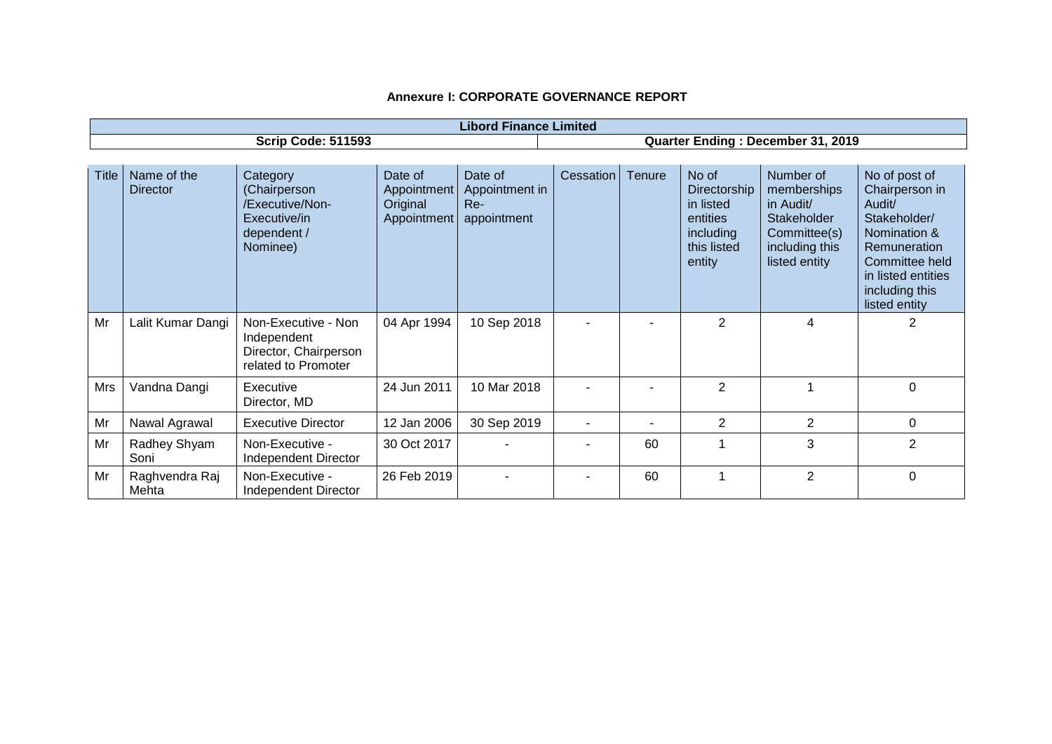**Annexure I: CORPORATE GOVERNANCE REPORT**

| Libord Finance Limited | |
|---|---|
| Scrip Code: 511593 | Quarter Ending : December 31, 2019 |

| Title | Name of the Director | Category (Chairperson /Executive/Non-Executive/in dependent / Nominee) | Date of Appointment Original Appointment | Date of Appointment in Re-appointment | Cessation | Tenure | No of Directorship in listed entities including this listed entity | Number of memberships in Audit/ Stakeholder Committee(s) including this listed entity | No of post of Chairperson in Audit/ Stakeholder/ Nomination & Remuneration Committee held in listed entities including this listed entity |
|---|---|---|---|---|---|---|---|---|---|
| Mr | Lalit Kumar Dangi | Non-Executive - Non Independent Director, Chairperson related to Promoter | 04 Apr 1994 | 10 Sep 2018 | - | - | 2 | 4 | 2 |
| Mrs | Vandna Dangi | Executive Director, MD | 24 Jun 2011 | 10 Mar 2018 | - | - | 2 | 1 | 0 |
| Mr | Nawal Agrawal | Executive Director | 12 Jan 2006 | 30 Sep 2019 | - | - | 2 | 2 | 0 |
| Mr | Radhey Shyam Soni | Non-Executive - Independent Director | 30 Oct 2017 | - | - | 60 | 1 | 3 | 2 |
| Mr | Raghvendra Raj Mehta | Non-Executive - Independent Director | 26 Feb 2019 | - | - | 60 | 1 | 2 | 0 |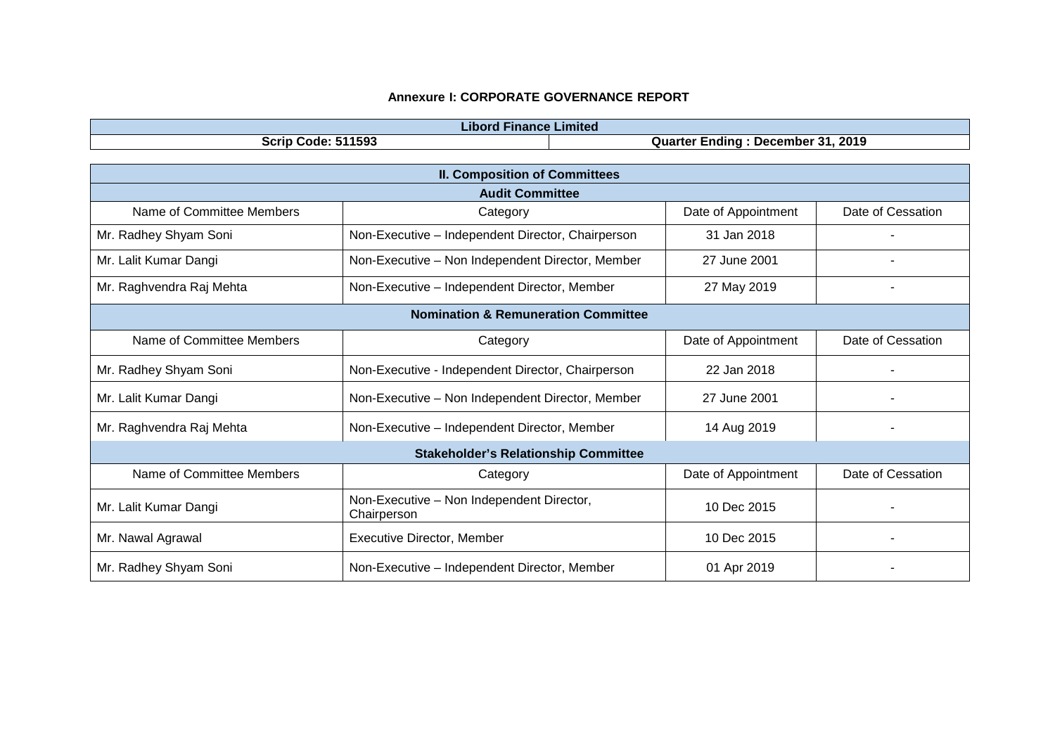**Annexure I: CORPORATE GOVERNANCE REPORT**

| Libord Finance Limited | |
|---|---|
| **Scrip Code: 511593** | **Quarter Ending : December 31, 2019** |

| **II. Composition of Committees** | | | |
|---|---|---|---|
| **Audit Committee** | | | |
| Name of Committee Members | Category | Date of Appointment | Date of Cessation |
| Mr. Radhey Shyam Soni | Non-Executive – Independent Director, Chairperson | 31 Jan 2018 | - |
| Mr. Lalit Kumar Dangi | Non-Executive – Non Independent Director, Member | 27 June 2001 | - |
| Mr. Raghvendra Raj Mehta | Non-Executive – Independent Director, Member | 27 May 2019 | - |
| **Nomination & Remuneration Committee** | | | |
| Name of Committee Members | Category | Date of Appointment | Date of Cessation |
| Mr. Radhey Shyam Soni | Non-Executive - Independent Director, Chairperson | 22 Jan 2018 | - |
| Mr. Lalit Kumar Dangi | Non-Executive – Non Independent Director, Member | 27 June 2001 | - |
| Mr. Raghvendra Raj Mehta | Non-Executive – Independent Director, Member | 14 Aug 2019 | - |
| **Stakeholder's Relationship Committee** | | | |
| Name of Committee Members | Category | Date of Appointment | Date of Cessation |
| Mr. Lalit Kumar Dangi | Non-Executive – Non Independent Director, Chairperson | 10 Dec 2015 | - |
| Mr. Nawal Agrawal | Executive Director, Member | 10 Dec 2015 | - |
| Mr. Radhey Shyam Soni | Non-Executive – Independent Director, Member | 01 Apr 2019 | - |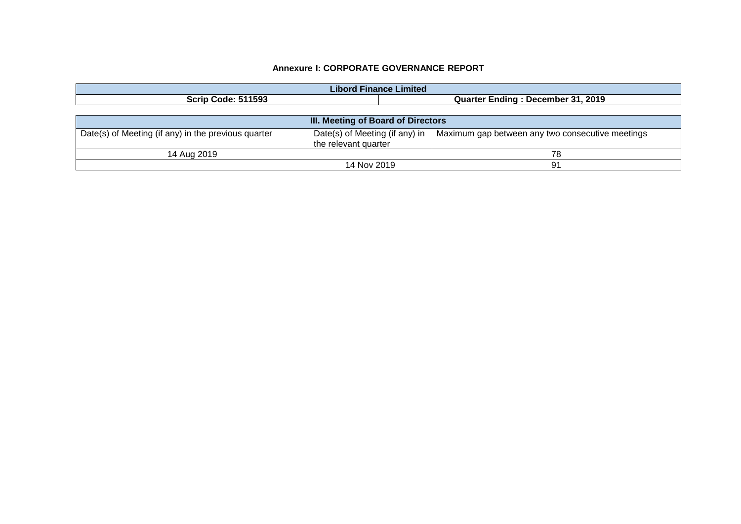### Annexure I: CORPORATE GOVERNANCE REPORT

| **Libord Finance Limited** | |
|---|---|
| **Scrip Code: 511593** | **Quarter Ending : December 31, 2019** |

| **III. Meeting of Board of Directors** | | |
|---|---|---|
| Date(s) of Meeting (if any) in the previous quarter | Date(s) of Meeting (if any) in the relevant quarter | Maximum gap between any two consecutive meetings |
| 14 Aug 2019 | | 78 |
| | 14 Nov 2019 | 91 |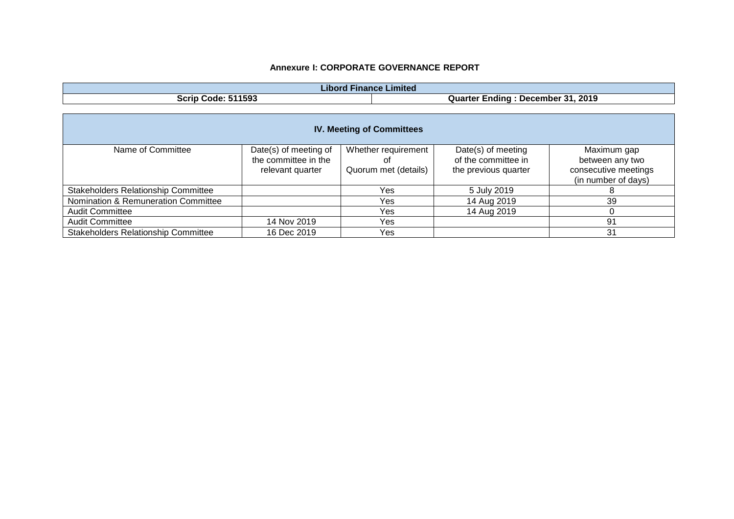**Annexure I: CORPORATE GOVERNANCE REPORT**

| Libord Finance Limited | |
|---|---|
| **Scrip Code: 511593** | **Quarter Ending : December 31, 2019** |

**IV. Meeting of Committees**

| Name of Committee | Date(s) of meeting of the committee in the relevant quarter | Whether requirement of Quorum met (details) | Date(s) of meeting of the committee in the previous quarter | Maximum gap between any two consecutive meetings (in number of days) |
|---|---|---|---|---|
| Stakeholders Relationship Committee | | Yes | 5 July 2019 | 8 |
| Nomination & Remuneration Committee | | Yes | 14 Aug 2019 | 39 |
| Audit Committee | | Yes | 14 Aug 2019 | 0 |
| Audit Committee | 14 Nov 2019 | Yes | | 91 |
| Stakeholders Relationship Committee | 16 Dec 2019 | Yes | | 31 |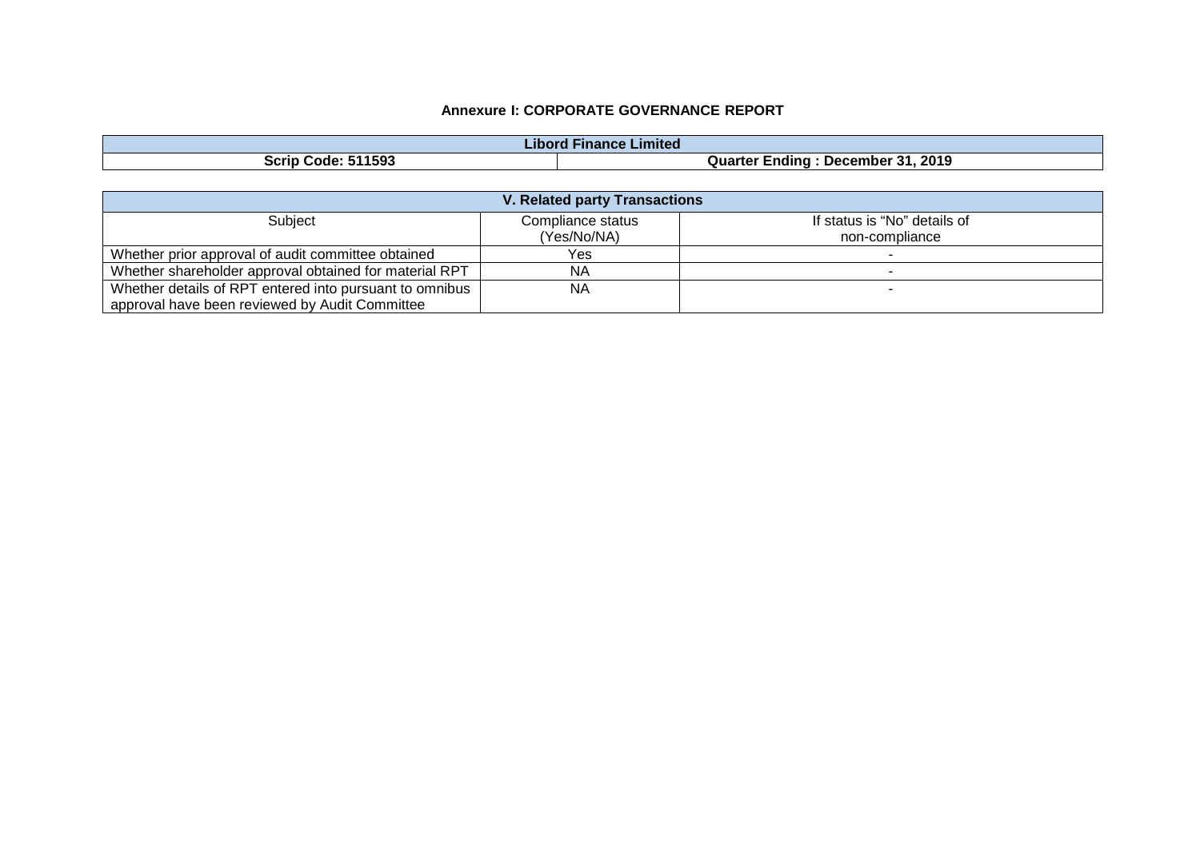**Annexure I: CORPORATE GOVERNANCE REPORT**

| Libord Finance Limited | |
|---|---|
| **Scrip Code: 511593** | **Quarter Ending : December 31, 2019** |

| V. Related party Transactions | | |
|---|---|---|
| Subject | Compliance status (Yes/No/NA) | If status is "No" details of non-compliance |
| Whether prior approval of audit committee obtained | Yes | - |
| Whether shareholder approval obtained for material RPT | NA | - |
| Whether details of RPT entered into pursuant to omnibus approval have been reviewed by Audit Committee | NA | - |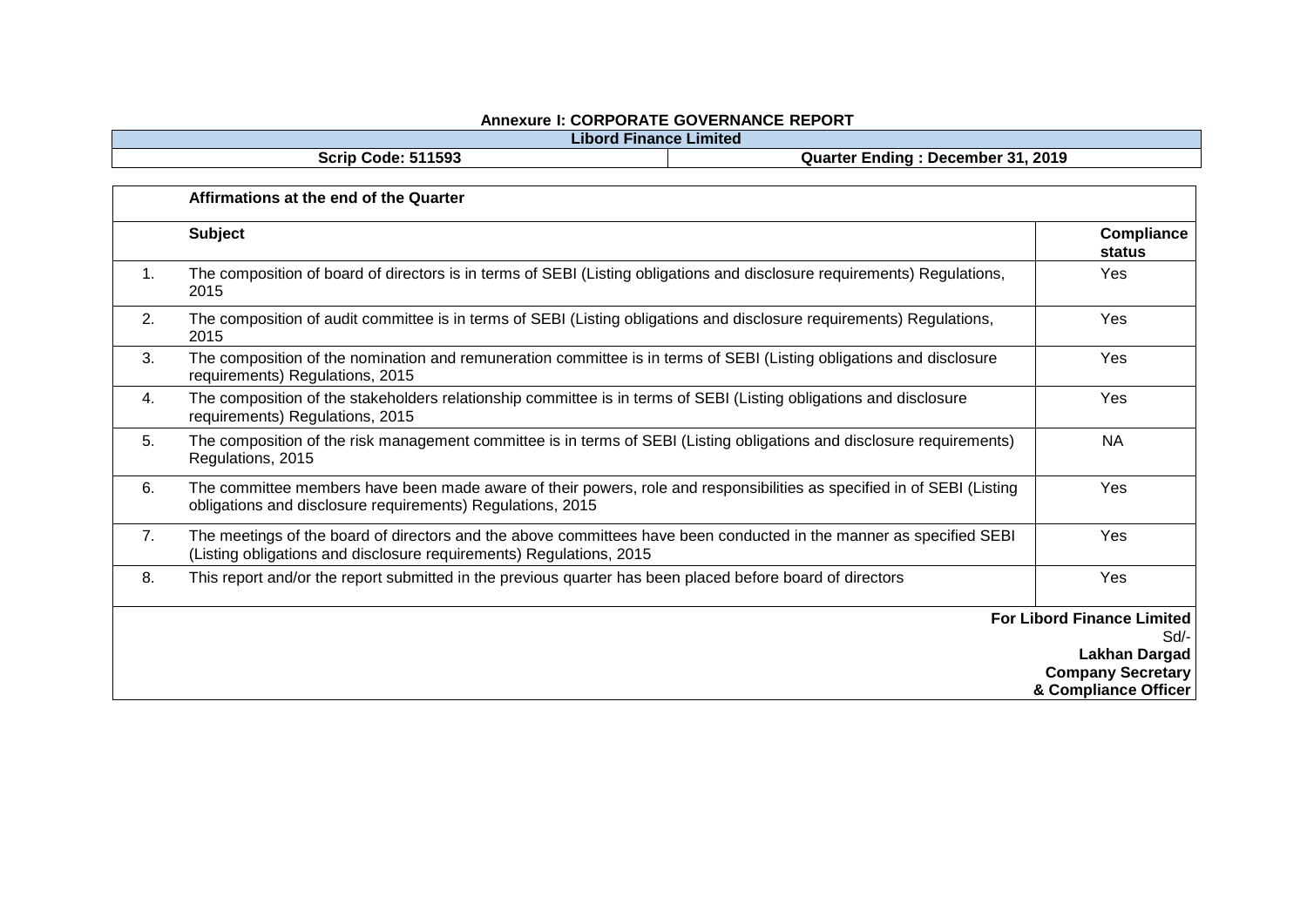**Annexure I: CORPORATE GOVERNANCE REPORT**

| **Libord Finance Limited** | |
|---|---|
| **Scrip Code: 511593** | **Quarter Ending : December 31, 2019** |

| | **Affirmations at the end of the Quarter** | |
|---|---|---|
| | **Subject** | **Compliance status** |
| 1. | The composition of board of directors is in terms of SEBI (Listing obligations and disclosure requirements) Regulations, 2015 | Yes |
| 2. | The composition of audit committee is in terms of SEBI (Listing obligations and disclosure requirements) Regulations, 2015 | Yes |
| 3. | The composition of the nomination and remuneration committee is in terms of SEBI (Listing obligations and disclosure requirements) Regulations, 2015 | Yes |
| 4. | The composition of the stakeholders relationship committee is in terms of SEBI (Listing obligations and disclosure requirements) Regulations, 2015 | Yes |
| 5. | The composition of the risk management committee is in terms of SEBI (Listing obligations and disclosure requirements) Regulations, 2015 | NA |
| 6. | The committee members have been made aware of their powers, role and responsibilities as specified in of SEBI (Listing obligations and disclosure requirements) Regulations, 2015 | Yes |
| 7. | The meetings of the board of directors and the above committees have been conducted in the manner as specified SEBI (Listing obligations and disclosure requirements) Regulations, 2015 | Yes |
| 8. | This report and/or the report submitted in the previous quarter has been placed before board of directors | Yes |

**For Libord Finance Limited**
Sd/-
**Lakhan Dargad**
**Company Secretary**
**& Compliance Officer**